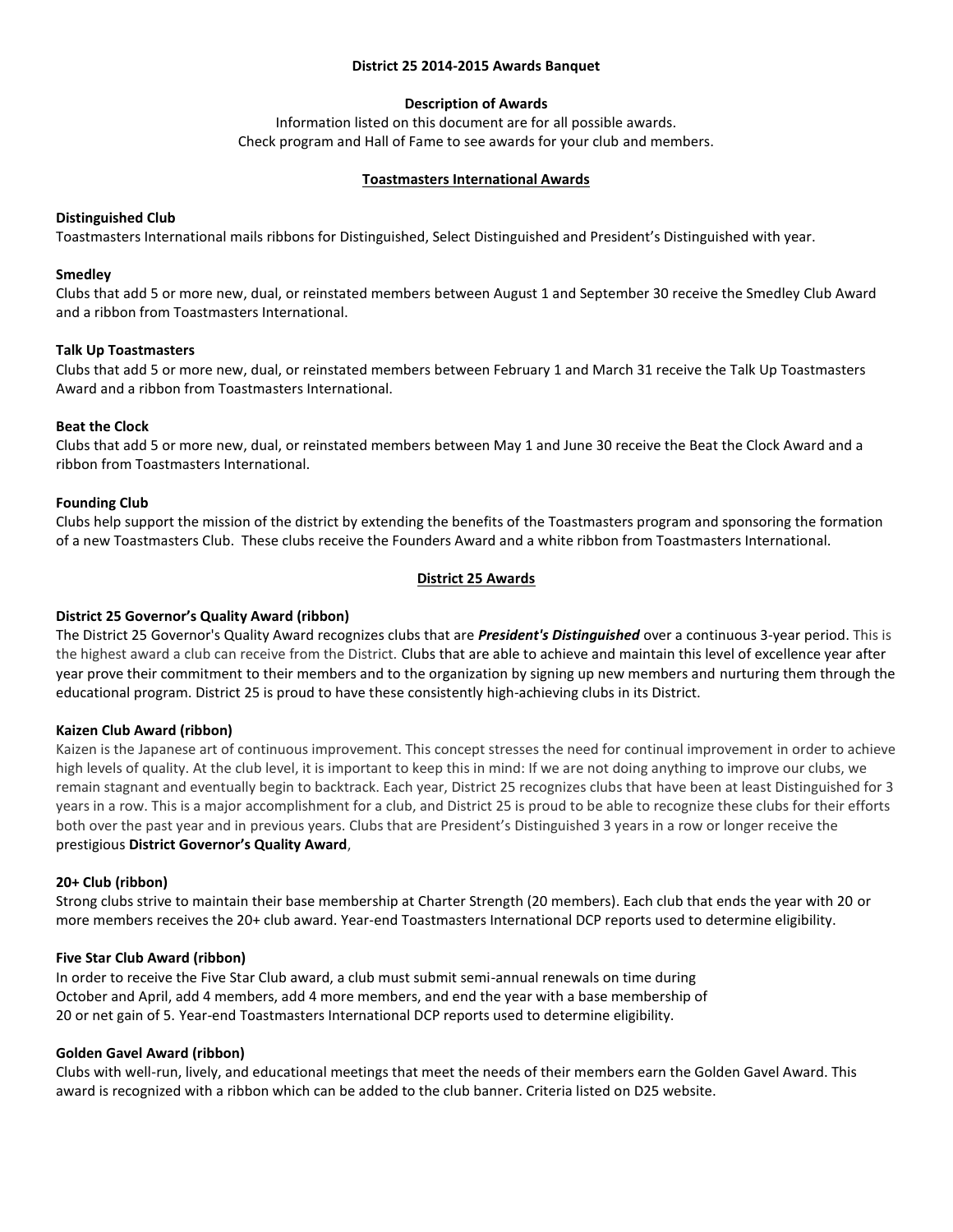# District 25 2014-2015 Awards Banquet

## Description of Awards

Information listed on this document are for all possible awards.
Check program and Hall of Fame to see awards for your club and members.

## Toastmasters International Awards

### Distinguished Club

Toastmasters International mails ribbons for Distinguished, Select Distinguished and President's Distinguished with year.

### Smedley

Clubs that add 5 or more new, dual, or reinstated members between August 1 and September 30 receive the Smedley Club Award and a ribbon from Toastmasters International.

### Talk Up Toastmasters

Clubs that add 5 or more new, dual, or reinstated members between February 1 and March 31 receive the Talk Up Toastmasters Award and a ribbon from Toastmasters International.

### Beat the Clock

Clubs that add 5 or more new, dual, or reinstated members between May 1 and June 30 receive the Beat the Clock Award and a ribbon from Toastmasters International.

### Founding Club

Clubs help support the mission of the district by extending the benefits of the Toastmasters program and sponsoring the formation of a new Toastmasters Club. These clubs receive the Founders Award and a white ribbon from Toastmasters International.

## District 25 Awards

### District 25 Governor's Quality Award (ribbon)

The District 25 Governor's Quality Award recognizes clubs that are ***President's Distinguished*** over a continuous 3-year period. This is the highest award a club can receive from the District. Clubs that are able to achieve and maintain this level of excellence year after year prove their commitment to their members and to the organization by signing up new members and nurturing them through the educational program. District 25 is proud to have these consistently high-achieving clubs in its District.

### Kaizen Club Award (ribbon)

Kaizen is the Japanese art of continuous improvement. This concept stresses the need for continual improvement in order to achieve high levels of quality. At the club level, it is important to keep this in mind: If we are not doing anything to improve our clubs, we remain stagnant and eventually begin to backtrack. Each year, District 25 recognizes clubs that have been at least Distinguished for 3 years in a row. This is a major accomplishment for a club, and District 25 is proud to be able to recognize these clubs for their efforts both over the past year and in previous years. Clubs that are President's Distinguished 3 years in a row or longer receive the prestigious **District Governor's Quality Award**,

### 20+ Club (ribbon)

Strong clubs strive to maintain their base membership at Charter Strength (20 members). Each club that ends the year with 20 or more members receives the 20+ club award. Year-end Toastmasters International DCP reports used to determine eligibility.

### Five Star Club Award (ribbon)

In order to receive the Five Star Club award, a club must submit semi-annual renewals on time during October and April, add 4 members, add 4 more members, and end the year with a base membership of 20 or net gain of 5. Year-end Toastmasters International DCP reports used to determine eligibility.

### Golden Gavel Award (ribbon)

Clubs with well-run, lively, and educational meetings that meet the needs of their members earn the Golden Gavel Award. This award is recognized with a ribbon which can be added to the club banner. Criteria listed on D25 website.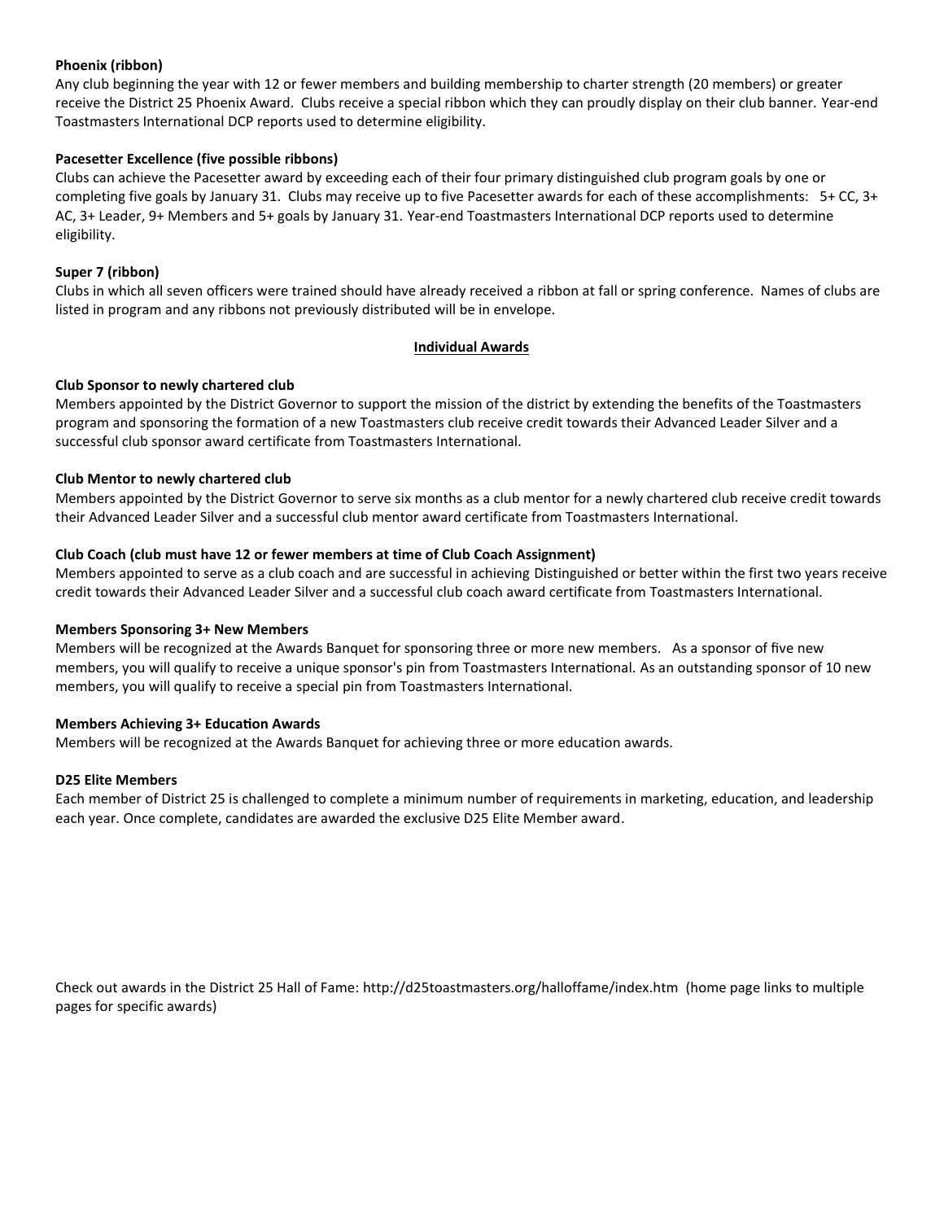**Phoenix (ribbon)**
Any club beginning the year with 12 or fewer members and building membership to charter strength (20 members) or greater receive the District 25 Phoenix Award. Clubs receive a special ribbon which they can proudly display on their club banner. Year-end Toastmasters International DCP reports used to determine eligibility.

**Pacesetter Excellence (five possible ribbons)**
Clubs can achieve the Pacesetter award by exceeding each of their four primary distinguished club program goals by one or completing five goals by January 31. Clubs may receive up to five Pacesetter awards for each of these accomplishments: 5+ CC, 3+ AC, 3+ Leader, 9+ Members and 5+ goals by January 31. Year-end Toastmasters International DCP reports used to determine eligibility.

**Super 7 (ribbon)**
Clubs in which all seven officers were trained should have already received a ribbon at fall or spring conference. Names of clubs are listed in program and any ribbons not previously distributed will be in envelope.

## Individual Awards

**Club Sponsor to newly chartered club**
Members appointed by the District Governor to support the mission of the district by extending the benefits of the Toastmasters program and sponsoring the formation of a new Toastmasters club receive credit towards their Advanced Leader Silver and a successful club sponsor award certificate from Toastmasters International.

**Club Mentor to newly chartered club**
Members appointed by the District Governor to serve six months as a club mentor for a newly chartered club receive credit towards their Advanced Leader Silver and a successful club mentor award certificate from Toastmasters International.

**Club Coach (club must have 12 or fewer members at time of Club Coach Assignment)**
Members appointed to serve as a club coach and are successful in achieving Distinguished or better within the first two years receive credit towards their Advanced Leader Silver and a successful club coach award certificate from Toastmasters International.

**Members Sponsoring 3+ New Members**
Members will be recognized at the Awards Banquet for sponsoring three or more new members. As a sponsor of five new members, you will qualify to receive a unique sponsor's pin from Toastmasters International. As an outstanding sponsor of 10 new members, you will qualify to receive a special pin from Toastmasters International.

**Members Achieving 3+ Education Awards**
Members will be recognized at the Awards Banquet for achieving three or more education awards.

**D25 Elite Members**
Each member of District 25 is challenged to complete a minimum number of requirements in marketing, education, and leadership each year. Once complete, candidates are awarded the exclusive D25 Elite Member award.

Check out awards in the District 25 Hall of Fame: http://d25toastmasters.org/halloffame/index.htm (home page links to multiple pages for specific awards)